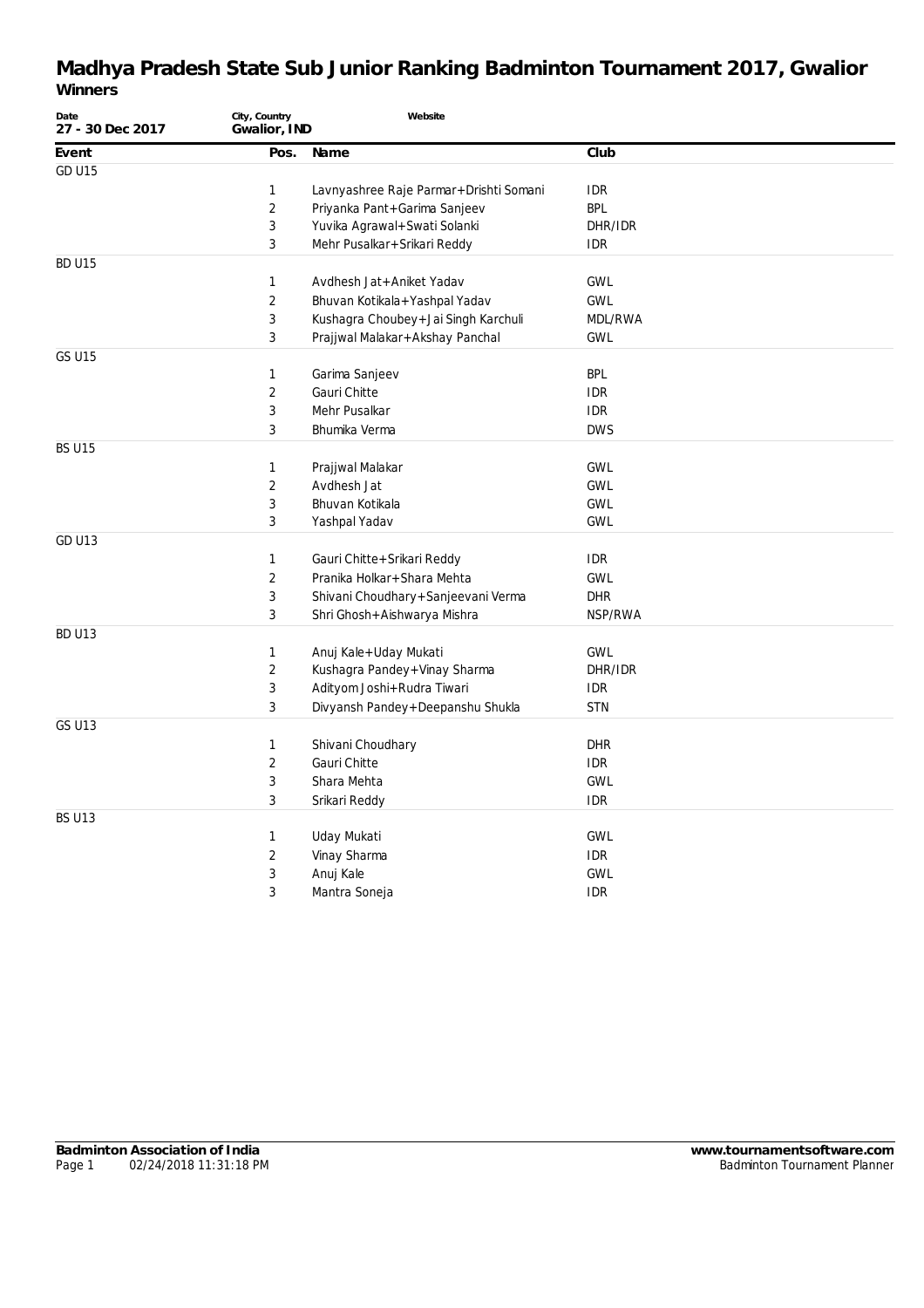# Madhya Pradesh State Sub Junior Ranking Badminton Tournament 2017, Gwalior

## Winners

| Date | City, Country | Website |
|---|---|---|
| 27 - 30 Dec 2017 | Gwalior, IND | |

| Event | Pos. | Name | Club |
|---|---|---|---|
| GD U15 | | | |
| | 1 | Lavnyashree Raje Parmar+Drishti Somani | IDR |
| | 2 | Priyanka Pant+Garima Sanjeev | BPL |
| | 3 | Yuvika Agrawal+Swati Solanki | DHR/IDR |
| | 3 | Mehr Pusalkar+Srikari Reddy | IDR |
| BD U15 | | | |
| | 1 | Avdhesh Jat+Aniket Yadav | GWL |
| | 2 | Bhuvan Kotikala+Yashpal Yadav | GWL |
| | 3 | Kushagra Choubey+Jai Singh Karchuli | MDL/RWA |
| | 3 | Prajjwal Malakar+Akshay Panchal | GWL |
| GS U15 | | | |
| | 1 | Garima Sanjeev | BPL |
| | 2 | Gauri Chitte | IDR |
| | 3 | Mehr Pusalkar | IDR |
| | 3 | Bhumika Verma | DWS |
| BS U15 | | | |
| | 1 | Prajjwal Malakar | GWL |
| | 2 | Avdhesh Jat | GWL |
| | 3 | Bhuvan Kotikala | GWL |
| | 3 | Yashpal Yadav | GWL |
| GD U13 | | | |
| | 1 | Gauri Chitte+Srikari Reddy | IDR |
| | 2 | Pranika Holkar+Shara Mehta | GWL |
| | 3 | Shivani Choudhary+Sanjeevani Verma | DHR |
| | 3 | Shri Ghosh+Aishwarya Mishra | NSP/RWA |
| BD U13 | | | |
| | 1 | Anuj Kale+Uday Mukati | GWL |
| | 2 | Kushagra Pandey+Vinay Sharma | DHR/IDR |
| | 3 | Adityom Joshi+Rudra Tiwari | IDR |
| | 3 | Divyansh Pandey+Deepanshu Shukla | STN |
| GS U13 | | | |
| | 1 | Shivani Choudhary | DHR |
| | 2 | Gauri Chitte | IDR |
| | 3 | Shara Mehta | GWL |
| | 3 | Srikari Reddy | IDR |
| BS U13 | | | |
| | 1 | Uday Mukati | GWL |
| | 2 | Vinay Sharma | IDR |
| | 3 | Anuj Kale | GWL |
| | 3 | Mantra Soneja | IDR |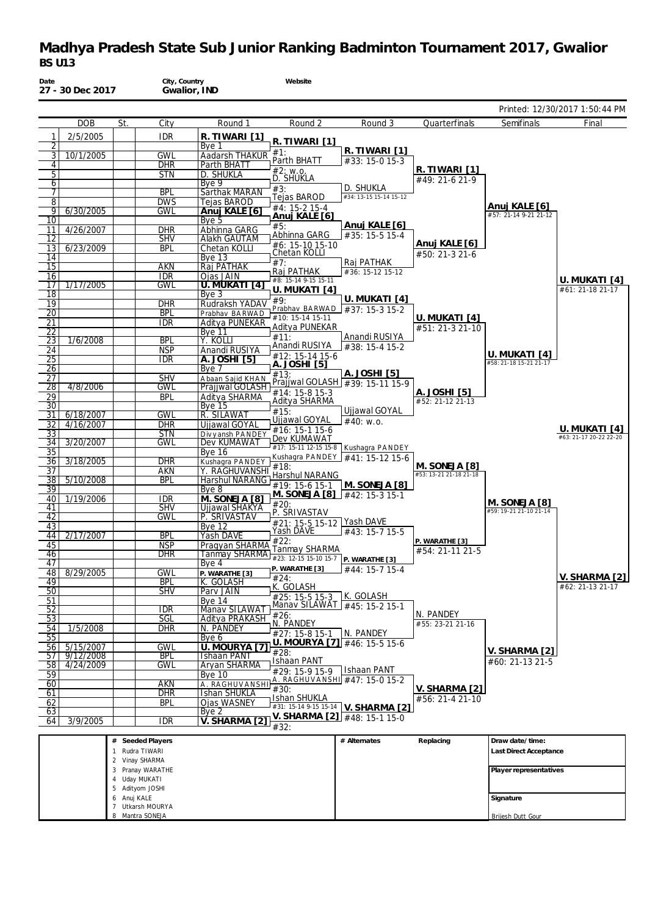# Madhya Pradesh State Sub Junior Ranking Badminton Tournament 2017, Gwalior

**BS U13**

**Date** 27 - 30 Dec 2017 | **City, Country** Gwalior, IND | **Website**

Printed: 12/30/2017 1:50:44 PM

| # | DOB | St. | City | Round 1 |
|---|---|---|---|---|
| 1 | 2/5/2005 | | IDR | R. TIWARI [1] |
| 2 | | | | Bye 1 |
| 3 | 10/1/2005 | | GWL | Aadarsh THAKUR |
| 4 | | | DHR | Parth BHATT |
| 5 | | | STN | D. SHUKLA |
| 6 | | | | Bye 9 |
| 7 | | | BPL | Sarthak MARAN |
| 8 | | | DWS | Tejas BAROD |
| 9 | 6/30/2005 | | GWL | Anuj KALE [6] |
| 10 | | | | Bye 5 |
| 11 | 4/26/2007 | | DHR | Abhinna GARG |
| 12 | | | SHV | Alakh GAUTAM |
| 13 | 6/23/2009 | | BPL | Chetan KOLLI |
| 14 | | | | Bye 13 |
| 15 | | | AKN | Raj PATHAK |
| 16 | | | IDR | Ojas JAIN |
| 17 | 1/17/2005 | | GWL | U. MUKATI [4] |
| 18 | | | | Bye 3 |
| 19 | | | DHR | Rudraksh YADAV |
| 20 | | | BPL | Prabhav BARWAD |
| 21 | | | IDR | Aditya PUNEKAR |
| 22 | | | | Bye 11 |
| 23 | 1/6/2008 | | BPL | Y. KOLLI |
| 24 | | | NSP | Anandi RUSIYA |
| 25 | | | IDR | A. JOSHI [5] |
| 26 | | | | Bye 7 |
| 27 | | | SHV | Abaan Sajid KHAN |
| 28 | 4/8/2006 | | GWL | Prajjwal GOLASH |
| 29 | | | BPL | Aditya SHARMA |
| 30 | | | | Bye 15 |
| 31 | 6/18/2007 | | GWL | R. SILAWAT |
| 32 | 4/16/2007 | | DHR | Ujjawal GOYAL |
| 33 | | | STN | Divyansh PANDEY |
| 34 | 3/20/2007 | | GWL | Dev KUMAWAT |
| 35 | | | | Bye 16 |
| 36 | 3/18/2005 | | DHR | Kushagra PANDEY |
| 37 | | | AKN | Y. RAGHUVANSHI |
| 38 | 5/10/2008 | | BPL | Harshul NARANG |
| 39 | | | | Bye 8 |
| 40 | 1/19/2006 | | IDR | M. SONEJA [8] |
| 41 | | | SHV | Ujjawal SHAKYA |
| 42 | | | GWL | P. SRIVASTAV |
| 43 | | | | Bye 12 |
| 44 | 2/17/2007 | | BPL | Yash DAVE |
| 45 | | | NSP | Pragyan SHARMA |
| 46 | | | DHR | Tanmay SHARMA |
| 47 | | | | Bye 4 |
| 48 | 8/29/2005 | | GWL | P. WARATHE [3] |
| 49 | | | BPL | K. GOLASH |
| 50 | | | SHV | Parv JAIN |
| 51 | | | | Bye 14 |
| 52 | | | IDR | Manav SILAWAT |
| 53 | | | SGL | Aditya PRAKASH |
| 54 | 1/5/2008 | | DHR | N. PANDEY |
| 55 | | | | Bye 6 |
| 56 | 5/15/2007 | | GWL | U. MOURYA [7] |
| 57 | 9/12/2008 | | BPL | Ishaan PANT |
| 58 | 4/24/2009 | | GWL | Aryan SHARMA |
| 59 | | | | Bye 10 |
| 60 | | | AKN | A. RAGHUVANSHI |
| 61 | | | DHR | Ishan SHUKLA |
| 62 | | | BPL | Ojas WASNEY |
| 63 | | | | Bye 2 |
| 64 | 3/9/2005 | | IDR | V. SHARMA [2] |

**Round 2**

| Match | Winner | Score |
|---|---|---|
| #1 | R. TIWARI [1] | |
| #2 | Parth BHATT | w.o. |
| #3 | D. SHUKLA | |
| #4 | Tejas BAROD | 15-2 15-4 |
| #5 | Anuj KALE [6] | |
| #6 | Abhinna GARG | 15-10 15-10 |
| #7 | Chetan KOLLI | |
| #8 | Raj PATHAK | 15-14 9-15 15-11 |
| #9 | U. MUKATI [4] | |
| #10 | Prabhav BARWAD | 15-14 15-11 |
| #11 | Aditya PUNEKAR | |
| #12 | Anandi RUSIYA | 15-14 15-6 |
| #13 | A. JOSHI [5] | |
| #14 | Prajjwal GOLASH | 15-8 15-3 |
| #15 | Aditya SHARMA | |
| #16 | Ujjawal GOYAL | 15-1 15-6 |
| #17 | Dev KUMAWAT | 15-11 12-15 15-8 |
| #18 | Kushagra PANDEY | |
| #19 | Harshul NARANG | 15-6 15-1 |
| #20 | M. SONEJA [8] | |
| #21 | P. SRIVASTAV | 15-5 15-12 |
| #22 | Yash DAVE | |
| #23 | Tanmay SHARMA | 12-15 15-10 15-7 |
| #24 | P. WARATHE [3] | |
| #25 | K. GOLASH | 15-5 15-3 |
| #26 | Manav SILAWAT | |
| #27 | N. PANDEY | 15-8 15-1 |
| #28 | U. MOURYA [7] | |
| #29 | Ishaan PANT | 15-9 15-9 |
| #30 | A. RAGHUVANSHI | |
| #31 | Ishan SHUKLA | 15-14 9-15 15-14 |
| #32 | V. SHARMA [2] | |

**Round 3**

| Match | Winner | Score |
|---|---|---|
| #33 | R. TIWARI [1] | 15-0 15-3 |
| #34 | D. SHUKLA | 13-15 15-14 15-12 |
| #35 | Anuj KALE [6] | 15-5 15-4 |
| #36 | Raj PATHAK | 15-12 15-12 |
| #37 | U. MUKATI [4] | 15-3 15-2 |
| #38 | Anandi RUSIYA | 15-4 15-2 |
| #39 | A. JOSHI [5] | 15-11 15-9 |
| #40 | Ujjawal GOYAL | w.o. |
| #41 | Kushagra PANDEY | 15-12 15-6 |
| #42 | M. SONEJA [8] | 15-3 15-1 |
| #43 | Yash DAVE | 15-7 15-5 |
| #44 | P. WARATHE [3] | 15-7 15-4 |
| #45 | K. GOLASH | 15-2 15-1 |
| #46 | N. PANDEY | 15-5 15-6 |
| #47 | Ishaan PANT | 15-0 15-2 |
| #48 | V. SHARMA [2] | 15-1 15-0 |

**Quarterfinals**

| Match | Winner | Score |
|---|---|---|
| #49 | R. TIWARI [1] | 21-6 21-9 |
| #50 | Anuj KALE [6] | 21-3 21-6 |
| #51 | U. MUKATI [4] | 21-3 21-10 |
| #52 | A. JOSHI [5] | 21-12 21-13 |
| #53 | M. SONEJA [8] | 13-21 21-18 21-18 |
| #54 | P. WARATHE [3] | 21-11 21-5 |
| #55 | N. PANDEY | 23-21 21-16 |
| #56 | V. SHARMA [2] | 21-4 21-10 |

**Semifinals**

| Match | Winner | Score |
|---|---|---|
| #57 | Anuj KALE [6] | 21-14 9-21 21-12 |
| #58 | U. MUKATI [4] | 21-18 15-21 21-17 |
| #59 | M. SONEJA [8] | 19-21 21-10 21-14 |
| #60 | V. SHARMA [2] | 21-13 21-5 |

**Final**

| Match | Winner | Score |
|---|---|---|
| #61 | U. MUKATI [4] | 21-18 21-17 |
| #62 | V. SHARMA [2] | 21-13 21-17 |
| #63 | U. MUKATI [4] | 21-17 20-22 22-20 |

| # | Seeded Players |
|---|---|
| 1 | Rudra TIWARI |
| 2 | Vinay SHARMA |
| 3 | Pranay WARATHE |
| 4 | Uday MUKATI |
| 5 | Adityom JOSHI |
| 6 | Anuj KALE |
| 7 | Utkarsh MOURYA |
| 8 | Mantra SONEJA |

**# Alternates** | **Replacing**

**Draw date/time:**

**Last Direct Acceptance**

**Player representatives**

**Signature**

Brijesh Dutt Gour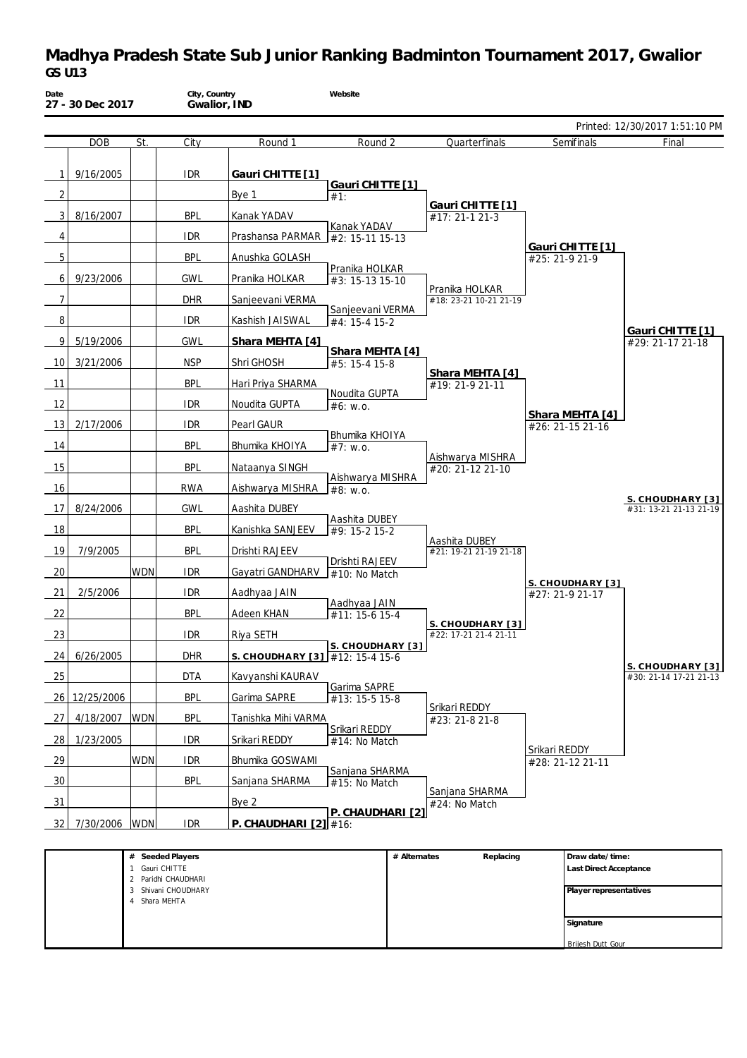# Madhya Pradesh State Sub Junior Ranking Badminton Tournament 2017, Gwalior

**GS U13**

| Date | City, Country | Website |
|---|---|---|
| 27 - 30 Dec 2017 | Gwalior, IND | |

Printed: 12/30/2017 1:51:10 PM

| # | DOB | St. | City | Round 1 | Round 2 | Quarterfinals | Semifinals | Final |
|---|---|---|---|---|---|---|---|---|
| 1 | 9/16/2005 | | IDR | **Gauri CHITTE [1]** | | | | |
| | | | | | **Gauri CHITTE [1]** #1: | | | |
| 2 | | | | Bye 1 | | | | |
| | | | | | | **Gauri CHITTE [1]** #17: 21-1 21-3 | | |
| 3 | 8/16/2007 | | BPL | Kanak YADAV | | | | |
| | | | | | Kanak YADAV #2: 15-11 15-13 | | | |
| 4 | | | IDR | Prashansa PARMAR | | | | |
| | | | | | | | **Gauri CHITTE [1]** #25: 21-9 21-9 | |
| 5 | | | BPL | Anushka GOLASH | | | | |
| | | | | | Pranika HOLKAR #3: 15-13 15-10 | | | |
| 6 | 9/23/2006 | | GWL | Pranika HOLKAR | | | | |
| | | | | | | Pranika HOLKAR #18: 23-21 10-21 21-19 | | |
| 7 | | | DHR | Sanjeevani VERMA | | | | |
| | | | | | Sanjeevani VERMA #4: 15-4 15-2 | | | |
| 8 | | | IDR | Kashish JAISWAL | | | | |
| | | | | | | | | **Gauri CHITTE [1]** #29: 21-17 21-18 |
| 9 | 5/19/2006 | | GWL | **Shara MEHTA [4]** | | | | |
| | | | | | **Shara MEHTA [4]** #5: 15-4 15-8 | | | |
| 10 | 3/21/2006 | | NSP | Shri GHOSH | | | | |
| | | | | | | **Shara MEHTA [4]** #19: 21-9 21-11 | | |
| 11 | | | BPL | Hari Priya SHARMA | | | | |
| | | | | | Noudita GUPTA #6: w.o. | | | |
| 12 | | | IDR | Noudita GUPTA | | | | |
| | | | | | | | **Shara MEHTA [4]** #26: 21-15 21-16 | |
| 13 | 2/17/2006 | | IDR | Pearl GAUR | | | | |
| | | | | | Bhumika KHOIYA #7: w.o. | | | |
| 14 | | | BPL | Bhumika KHOIYA | | | | |
| | | | | | | Aishwarya MISHRA #20: 21-12 21-10 | | |
| 15 | | | BPL | Nataanya SINGH | | | | |
| | | | | | Aishwarya MISHRA #8: w.o. | | | |
| 16 | | | RWA | Aishwarya MISHRA | | | | |
| | | | | | | | | **S. CHOUDHARY [3]** #31: 13-21 21-13 21-19 |
| 17 | 8/24/2006 | | GWL | Aashita DUBEY | | | | |
| | | | | | Aashita DUBEY #9: 15-2 15-2 | | | |
| 18 | | | BPL | Kanishka SANJEEV | | | | |
| | | | | | | Aashita DUBEY #21: 19-21 21-19 21-18 | | |
| 19 | 7/9/2005 | | BPL | Drishti RAJEEV | | | | |
| | | | | | Drishti RAJEEV #10: No Match | | | |
| 20 | | WDN | IDR | Gayatri GANDHARV | | | | |
| | | | | | | | **S. CHOUDHARY [3]** #27: 21-9 21-17 | |
| 21 | 2/5/2006 | | IDR | Aadhyaa JAIN | | | | |
| | | | | | Aadhyaa JAIN #11: 15-6 15-4 | | | |
| 22 | | | BPL | Adeen KHAN | | | | |
| | | | | | | **S. CHOUDHARY [3]** #22: 17-21 21-4 21-11 | | |
| 23 | | | IDR | Riya SETH | | | | |
| | | | | | **S. CHOUDHARY [3]** #12: 15-4 15-6 | | | |
| 24 | 6/26/2005 | | DHR | **S. CHOUDHARY [3]** | | | | |
| | | | | | | | | **S. CHOUDHARY [3]** #30: 21-14 17-21 21-13 |
| 25 | | | DTA | Kavyanshi KAURAV | | | | |
| | | | | | Garima SAPRE #13: 15-5 15-8 | | | |
| 26 | 12/25/2006 | | BPL | Garima SAPRE | | | | |
| | | | | | | Srikari REDDY #23: 21-8 21-8 | | |
| 27 | 4/18/2007 | WDN | BPL | Tanishka Mihi VARMA | | | | |
| | | | | | Srikari REDDY #14: No Match | | | |
| 28 | 1/23/2005 | | IDR | Srikari REDDY | | | | |
| | | | | | | | Srikari REDDY #28: 21-12 21-11 | |
| 29 | | WDN | IDR | Bhumika GOSWAMI | | | | |
| | | | | | Sanjana SHARMA #15: No Match | | | |
| 30 | | | BPL | Sanjana SHARMA | | | | |
| | | | | | | Sanjana SHARMA #24: No Match | | |
| 31 | | | | Bye 2 | | | | |
| | | | | | **P. CHAUDHARI [2]** #16: | | | |
| 32 | 7/30/2006 | WDN | IDR | **P. CHAUDHARI [2]** | | | | |

| # Seeded Players | # Alternates | Replacing | |
|---|---|---|---|
| 1 Gauri CHITTE | | | **Draw date/time:** |
| 2 Paridhi CHAUDHARI | | | **Last Direct Acceptance** |
| 3 Shivani CHOUDHARY | | | **Player representatives** |
| 4 Shara MEHTA | | | |
| | | | **Signature** |
| | | | Brijesh Dutt Gour |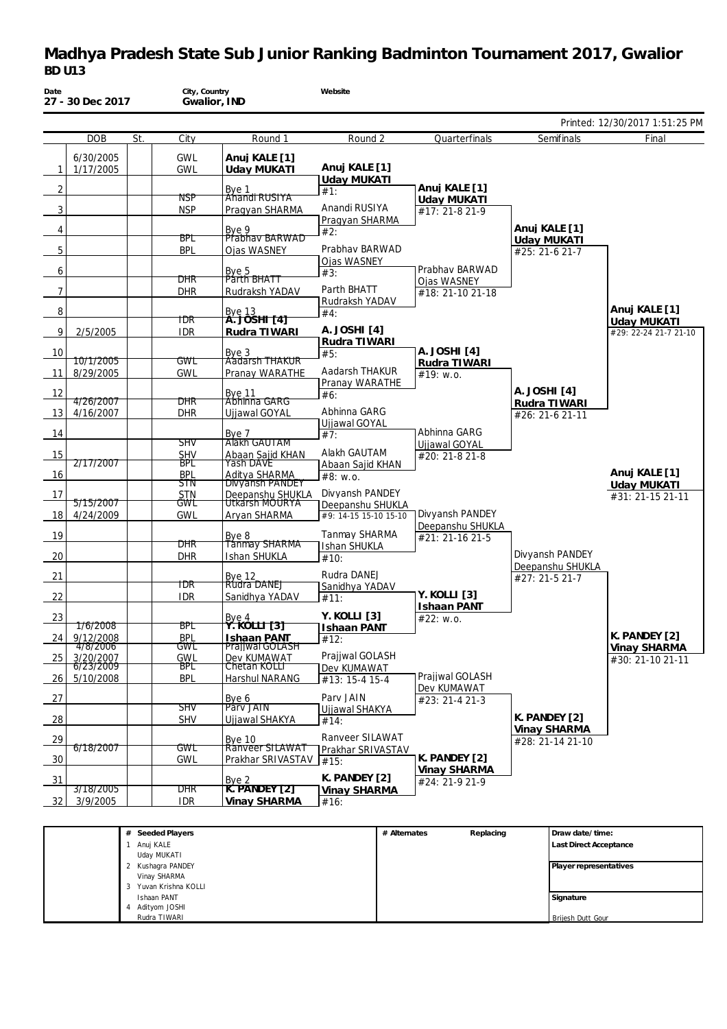# Madhya Pradesh State Sub Junior Ranking Badminton Tournament 2017, Gwalior

**BD U13**

| Date | City, Country | Website |
|---|---|---|
| 27 - 30 Dec 2017 | Gwalior, IND | |

Printed: 12/30/2017 1:51:25 PM

| | DOB | St. | City | Round 1 | Round 2 | Quarterfinals | Semifinals | Final |
|---|---|---|---|---|---|---|---|---|
| 1 | 6/30/2005<br>1/17/2005 | | GWL<br>GWL | **Anuj KALE [1]**<br>**Uday MUKATI** | **Anuj KALE [1]**<br>**Uday MUKATI** | | | |
| 2 | | | | Bye 1 | #1: | **Anuj KALE [1]**<br>**Uday MUKATI** | | |
| 3 | | | NSP<br>NSP | Anandi RUSIYA<br>Pragyan SHARMA | Anandi RUSIYA<br>Pragyan SHARMA | #17: 21-8 21-9 | | |
| 4 | | | | Bye 9 | #2: | | **Anuj KALE [1]**<br>**Uday MUKATI** | |
| 5 | | | BPL<br>BPL | Prabhav BARWAD<br>Ojas WASNEY | Prabhav BARWAD<br>Ojas WASNEY | | #25: 21-6 21-7 | |
| 6 | | | | Bye 5 | #3: | Prabhav BARWAD<br>Ojas WASNEY | | |
| 7 | | | DHR<br>DHR | Parth BHATT<br>Rudraksh YADAV | Parth BHATT<br>Rudraksh YADAV | #18: 21-10 21-18 | | |
| 8 | | | | Bye 13 | #4: | | | **Anuj KALE [1]**<br>**Uday MUKATI** |
| 9 | 2/5/2005 | | IDR<br>IDR | **A. JOSHI [4]**<br>**Rudra TIWARI** | **A. JOSHI [4]**<br>**Rudra TIWARI** | | | #29: 22-24 21-7 21-10 |
| 10 | | | | Bye 3 | #5: | **A. JOSHI [4]**<br>**Rudra TIWARI** | | |
| 11 | 10/1/2005<br>8/29/2005 | | GWL<br>GWL | Aadarsh THAKUR<br>Pranay WARATHE | Aadarsh THAKUR<br>Pranay WARATHE | #19: w.o. | | |
| 12 | | | | Bye 11 | #6: | | **A. JOSHI [4]**<br>**Rudra TIWARI** | |
| 13 | 4/26/2007<br>4/16/2007 | | DHR<br>DHR | Abhinna GARG<br>Ujjawal GOYAL | Abhinna GARG<br>Ujjawal GOYAL | | #26: 21-6 21-11 | |
| 14 | | | | Bye 7 | #7: | Abhinna GARG<br>Ujjawal GOYAL | | |
| 15 | | | SHV<br>SHV | Alakh GAUTAM<br>Abaan Sajid KHAN | Alakh GAUTAM<br>Abaan Sajid KHAN | #20: 21-8 21-8 | | |
| 16 | 2/17/2007 | | BPL<br>BPL | Yash DAVE<br>Aditya SHARMA | #8: w.o. | | | **Anuj KALE [1]**<br>**Uday MUKATI** |
| 17 | | | STN<br>STN | Divyansh PANDEY<br>Deepanshu SHUKLA | Divyansh PANDEY<br>Deepanshu SHUKLA | | | #31: 21-15 21-11 |
| 18 | 5/15/2007<br>4/24/2009 | | GWL<br>GWL | Utkarsh MOURYA<br>Aryan SHARMA | #9: 14-15 15-10 15-10 | Divyansh PANDEY<br>Deepanshu SHUKLA | | |
| 19 | | | | Bye 8 | Tanmay SHARMA<br>Ishan SHUKLA | #21: 21-16 21-5 | | |
| 20 | | | DHR<br>DHR | Tanmay SHARMA<br>Ishan SHUKLA | #10: | | Divyansh PANDEY<br>Deepanshu SHUKLA | |
| 21 | | | | Bye 12 | Rudra DANEJ<br>Sanidhya YADAV | | #27: 21-5 21-7 | |
| 22 | | | IDR<br>IDR | Rudra DANEJ<br>Sanidhya YADAV | #11: | **Y. KOLLI [3]**<br>**Ishaan PANT** | | |
| 23 | | | | Bye 4 | **Y. KOLLI [3]**<br>**Ishaan PANT** | #22: w.o. | | |
| 24 | 1/6/2008<br>9/12/2008 | | BPL<br>BPL | **Y. KOLLI [3]**<br>**Ishaan PANT** | #12: | | | **K. PANDEY [2]**<br>**Vinay SHARMA** |
| 25 | 4/8/2006<br>3/20/2007 | | GWL<br>GWL | Prajjwal GOLASH<br>Dev KUMAWAT | Prajjwal GOLASH<br>Dev KUMAWAT | | | #30: 21-10 21-11 |
| 26 | 6/23/2009<br>5/10/2008 | | BPL<br>BPL | Chetan KOLLI<br>Harshul NARANG | #13: 15-4 15-4 | Prajjwal GOLASH<br>Dev KUMAWAT | | |
| 27 | | | | Bye 6 | Parv JAIN<br>Ujjawal SHAKYA | #23: 21-4 21-3 | | |
| 28 | | | SHV<br>SHV | Parv JAIN<br>Ujjawal SHAKYA | #14: | | **K. PANDEY [2]**<br>**Vinay SHARMA** | |
| 29 | | | | Bye 10 | Ranveer SILAWAT<br>Prakhar SRIVASTAV | | #28: 21-14 21-10 | |
| 30 | 6/18/2007 | | GWL<br>GWL | Ranveer SILAWAT<br>Prakhar SRIVASTAV | #15: | **K. PANDEY [2]**<br>**Vinay SHARMA** | | |
| 31 | | | | Bye 2 | **K. PANDEY [2]**<br>**Vinay SHARMA** | #24: 21-9 21-9 | | |
| 32 | 3/18/2005<br>3/9/2005 | | DHR<br>IDR | **K. PANDEY [2]**<br>**Vinay SHARMA** | #16: | | | |

| # | Seeded Players | # Alternates | Replacing | |
|---|---|---|---|---|
| 1 | Anuj KALE<br>Uday MUKATI | | | **Draw date/time:**<br>**Last Direct Acceptance** |
| 2 | Kushagra PANDEY<br>Vinay SHARMA | | | **Player representatives** |
| 3 | Yuvan Krishna KOLLI<br>Ishaan PANT | | | **Signature** |
| 4 | Adityom JOSHI<br>Rudra TIWARI | | | Brijesh Dutt Gour |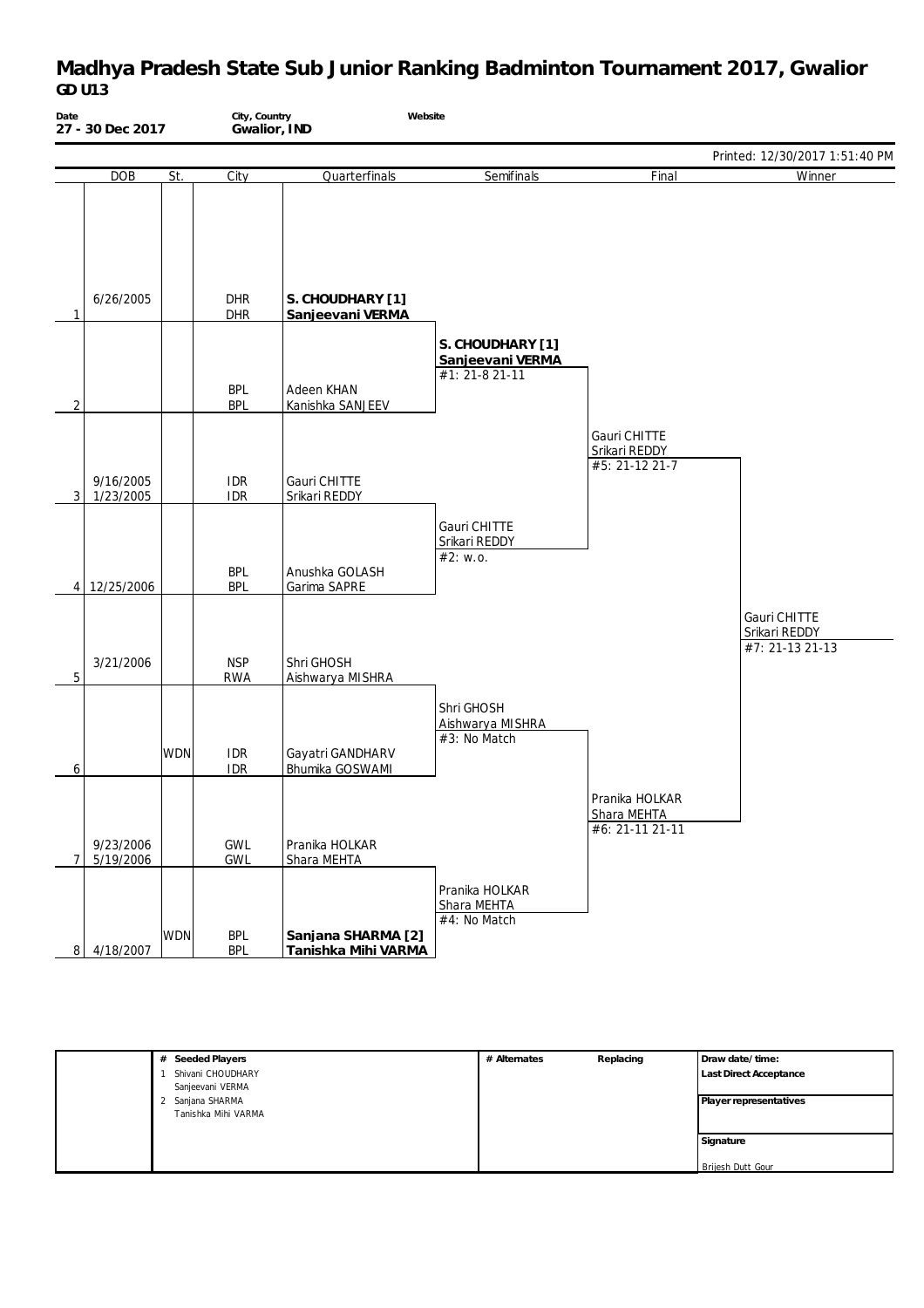# Madhya Pradesh State Sub Junior Ranking Badminton Tournament 2017, Gwalior

**GD U13**

**Date** 27 - 30 Dec 2017 | **City, Country** Gwalior, IND | **Website**

Printed: 12/30/2017 1:51:40 PM

| # | DOB | St. | City | Quarterfinals | Semifinals | Final | Winner |
|---|---|---|---|---|---|---|---|
| 1 | 6/26/2005 | | DHR / DHR | **S. CHOUDHARY [1]** / **Sanjeevani VERMA** | | | |
| | | | | | **S. CHOUDHARY [1]** / **Sanjeevani VERMA** #1: 21-8 21-11 | | |
| 2 | | | BPL / BPL | Adeen KHAN / Kanishka SANJEEV | | | |
| | | | | | | Gauri CHITTE / Srikari REDDY #5: 21-12 21-7 | |
| 3 | 9/16/2005 / 1/23/2005 | | IDR / IDR | Gauri CHITTE / Srikari REDDY | | | |
| | | | | | Gauri CHITTE / Srikari REDDY #2: w.o. | | |
| 4 | 12/25/2006 | | BPL / BPL | Anushka GOLASH / Garima SAPRE | | | |
| | | | | | | | Gauri CHITTE / Srikari REDDY #7: 21-13 21-13 |
| 5 | 3/21/2006 | | NSP / RWA | Shri GHOSH / Aishwarya MISHRA | | | |
| | | | | | Shri GHOSH / Aishwarya MISHRA #3: No Match | | |
| 6 | | WDN | IDR / IDR | Gayatri GANDHARV / Bhumika GOSWAMI | | | |
| | | | | | | Pranika HOLKAR / Shara MEHTA #6: 21-11 21-11 | |
| 7 | 9/23/2006 / 5/19/2006 | | GWL / GWL | Pranika HOLKAR / Shara MEHTA | | | |
| | | | | | Pranika HOLKAR / Shara MEHTA #4: No Match | | |
| 8 | 4/18/2007 | WDN | BPL / BPL | **Sanjana SHARMA [2]** / **Tanishka Mihi VARMA** | | | |

| # Seeded Players | # Alternates | Replacing | Draw date/time: |
|---|---|---|---|
| 1 Shivani CHOUDHARY / Sanjeevani VERMA | | | Last Direct Acceptance |
| 2 Sanjana SHARMA / Tanishka Mihi VARMA | | | Player representatives |
| | | | Signature |
| | | | Brijesh Dutt Gour |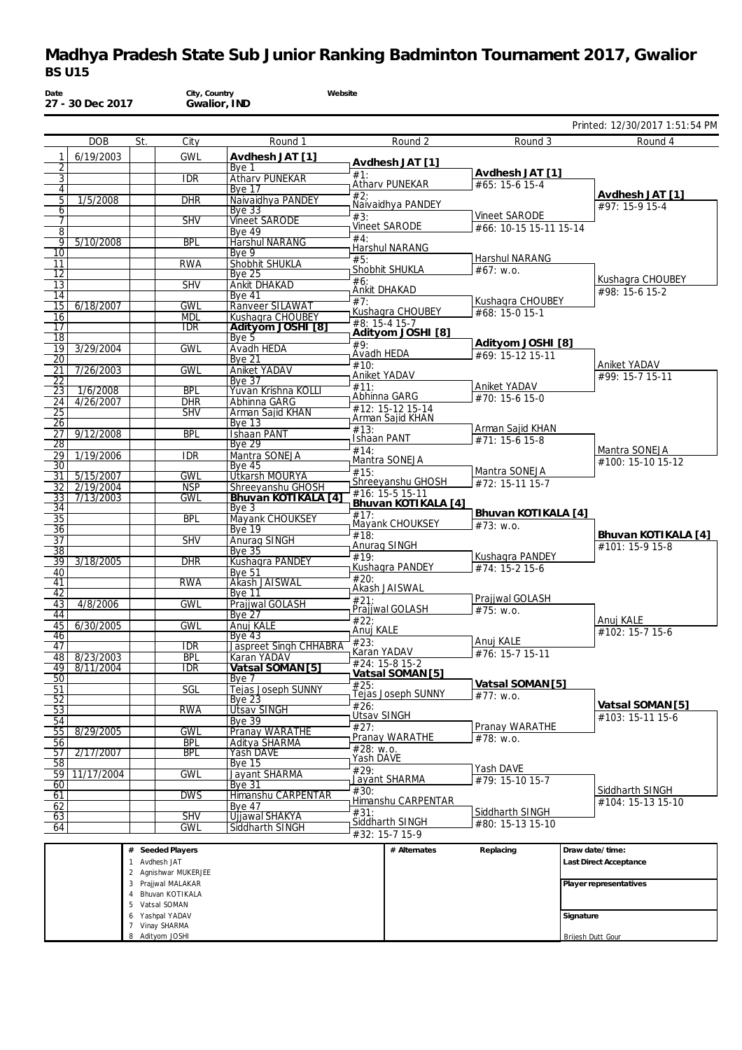# Madhya Pradesh State Sub Junior Ranking Badminton Tournament 2017, Gwalior

## BS U15

**Date** 27 - 30 Dec 2017 | **City, Country** Gwalior, IND | **Website**

Printed: 12/30/2017 1:51:54 PM

| # | DOB | St. | City | Round 1 | Round 2 | Round 3 | Round 4 |
|---|---|---|---|---|---|---|---|
| 1 | 6/19/2003 | | GWL | **Avdhesh JAT [1]** | **Avdhesh JAT [1]** | Avdhesh JAT [1] #65: 15-6 15-4 | **Avdhesh JAT [1]** #97: 15-9 15-4 |
| 2 | | | | Bye 1 | #1: | | |
| 3 | | | IDR | Atharv PUNEKAR | Atharv PUNEKAR | | |
| 4 | | | | Bye 17 | #2: | | |
| 5 | 1/5/2008 | | DHR | Naivaidhya PANDEY | Naivaidhya PANDEY | Vineet SARODE #66: 10-15 15-11 15-14 | |
| 6 | | | | Bye 33 | #3: | | |
| 7 | | | SHV | Vineet SARODE | Vineet SARODE | | |
| 8 | | | | Bye 49 | #4: | | |
| 9 | 5/10/2008 | | BPL | Harshul NARANG | Harshul NARANG | Harshul NARANG #67: w.o. | Kushagra CHOUBEY #98: 15-6 15-2 |
| 10 | | | | Bye 9 | #5: | | |
| 11 | | | RWA | Shobhit SHUKLA | Shobhit SHUKLA | | |
| 12 | | | | Bye 25 | #6: | | |
| 13 | | | SHV | Ankit DHAKAD | Ankit DHAKAD | Kushagra CHOUBEY #68: 15-0 15-1 | |
| 14 | | | | Bye 41 | #7: | | |
| 15 | 6/18/2007 | | GWL | Ranveer SILAWAT | Kushagra CHOUBEY | | |
| 16 | | | MDL | Kushagra CHOUBEY | #8: 15-4 15-7 | | |
| 17 | | | IDR | **Adityom JOSHI [8]** | **Adityom JOSHI [8]** | Adityom JOSHI [8] #69: 15-12 15-11 | Aniket YADAV #99: 15-7 15-11 |
| 18 | | | | Bye 5 | #9: | | |
| 19 | 3/29/2004 | | GWL | Avadh HEDA | Avadh HEDA | | |
| 20 | | | | Bye 21 | #10: | | |
| 21 | 7/26/2003 | | GWL | Aniket YADAV | Aniket YADAV | Aniket YADAV #70: 15-6 15-0 | |
| 22 | | | | Bye 37 | #11: | | |
| 23 | 1/6/2008 | | BPL | Yuvan Krishna KOLLI | Abhinna GARG | | |
| 24 | 4/26/2007 | | DHR | Abhinna GARG | #12: 15-12 15-14 | | |
| 25 | | | SHV | Arman Sajid KHAN | Arman Sajid KHAN | Arman Sajid KHAN #71: 15-6 15-8 | Mantra SONEJA #100: 15-10 15-12 |
| 26 | | | | Bye 13 | #13: | | |
| 27 | 9/12/2008 | | BPL | Ishaan PANT | Ishaan PANT | | |
| 28 | | | | Bye 29 | #14: | | |
| 29 | 1/19/2006 | | IDR | Mantra SONEJA | Mantra SONEJA | Mantra SONEJA #72: 15-11 15-7 | |
| 30 | | | | Bye 45 | #15: | | |
| 31 | 5/15/2007 | | GWL | Utkarsh MOURYA | Shreeyanshu GHOSH | | |
| 32 | 2/19/2004 | | NSP | Shreeyanshu GHOSH | #16: 15-5 15-11 | | |
| 33 | 7/13/2003 | | GWL | **Bhuvan KOTIKALA [4]** | **Bhuvan KOTIKALA [4]** | **Bhuvan KOTIKALA [4]** #73: w.o. | **Bhuvan KOTIKALA [4]** #101: 15-9 15-8 |
| 34 | | | | Bye 3 | #17: | | |
| 35 | | | BPL | Mayank CHOUKSEY | Mayank CHOUKSEY | | |
| 36 | | | | Bye 19 | #18: | | |
| 37 | | | SHV | Anurag SINGH | Anurag SINGH | Kushagra PANDEY #74: 15-2 15-6 | |
| 38 | | | | Bye 35 | #19: | | |
| 39 | 3/18/2005 | | DHR | Kushagra PANDEY | Kushagra PANDEY | | |
| 40 | | | | Bye 51 | #20: | | |
| 41 | | | RWA | Akash JAISWAL | Akash JAISWAL | Prajjwal GOLASH #75: w.o. | Anuj KALE #102: 15-7 15-6 |
| 42 | | | | Bye 11 | #21: | | |
| 43 | 4/8/2006 | | GWL | Prajjwal GOLASH | Prajjwal GOLASH | | |
| 44 | | | | Bye 27 | #22: | | |
| 45 | 6/30/2005 | | GWL | Anuj KALE | Anuj KALE | Anuj KALE #76: 15-7 15-11 | |
| 46 | | | | Bye 43 | #23: | | |
| 47 | | | IDR | Jaspreet Singh CHHABRA | Karan YADAV | | |
| 48 | 8/23/2003 | | BPL | Karan YADAV | #24: 15-8 15-2 | | |
| 49 | 8/11/2004 | | IDR | **Vatsal SOMAN[5]** | **Vatsal SOMAN[5]** | **Vatsal SOMAN[5]** #77: w.o. | **Vatsal SOMAN[5]** #103: 15-11 15-6 |
| 50 | | | | Bye 7 | #25: | | |
| 51 | | | SGL | Tejas Joseph SUNNY | Tejas Joseph SUNNY | | |
| 52 | | | | Bye 23 | #26: | | |
| 53 | | | RWA | Utsav SINGH | Utsav SINGH | Pranay WARATHE #78: w.o. | |
| 54 | | | | Bye 39 | #27: | | |
| 55 | 8/29/2005 | | GWL | Pranay WARATHE | Pranay WARATHE | | |
| 56 | | | BPL | Aditya SHARMA | #28: w.o. | | |
| 57 | 2/17/2007 | | BPL | Yash DAVE | Yash DAVE | Yash DAVE #79: 15-10 15-7 | Siddharth SINGH #104: 15-13 15-10 |
| 58 | | | | Bye 15 | #29: | | |
| 59 | 11/17/2004 | | GWL | Jayant SHARMA | Jayant SHARMA | | |
| 60 | | | | Bye 31 | #30: | | |
| 61 | | | DWS | Himanshu CARPENTAR | Himanshu CARPENTAR | Siddharth SINGH #80: 15-13 15-10 | |
| 62 | | | | Bye 47 | #31: | | |
| 63 | | | SHV | Ujjawal SHAKYA | Siddharth SINGH | | |
| 64 | | | GWL | Siddharth SINGH | #32: 15-7 15-9 | | |

| # | Seeded Players | # Alternates | Replacing | |
|---|---|---|---|---|
| 1 | Avdhesh JAT | | | Draw date/time: |
| 2 | Agnishwar MUKERJEE | | | Last Direct Acceptance |
| 3 | Prajjwal MALAKAR | | | Player representatives |
| 4 | Bhuvan KOTIKALA | | | |
| 5 | Vatsal SOMAN | | | |
| 6 | Yashpal YADAV | | | Signature |
| 7 | Vinay SHARMA | | | |
| 8 | Adityom JOSHI | | | Brijesh Dutt Gour |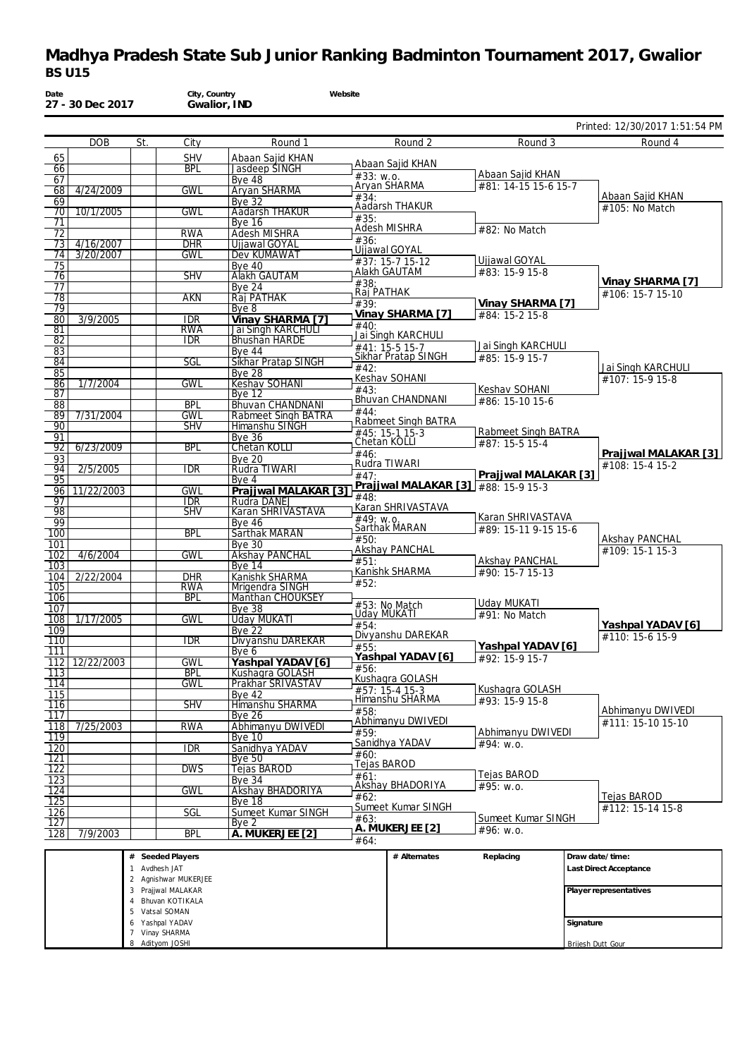# Madhya Pradesh State Sub Junior Ranking Badminton Tournament 2017, Gwalior

**BS U15**

| Date | City, Country | Website |
|---|---|---|
| 27 - 30 Dec 2017 | Gwalior, IND | |

Printed: 12/30/2017 1:51:54 PM

| # | DOB | St. | City | Round 1 | Round 2 | Round 3 | Round 4 |
|---|---|---|---|---|---|---|---|
| 65 | | | SHV | Abaan Sajid KHAN | | | |
| 66 | | | BPL | Jasdeep SINGH | Abaan Sajid KHAN | | |
| 67 | | | | Bye 48 | #33: w.o. | Abaan Sajid KHAN | |
| 68 | 4/24/2009 | | GWL | Aryan SHARMA | Aryan SHARMA | #81: 14-15 15-6 15-7 | |
| 69 | | | | Bye 32 | #34: | | Abaan Sajid KHAN |
| 70 | 10/1/2005 | | GWL | Aadarsh THAKUR | Aadarsh THAKUR | | #105: No Match |
| 71 | | | | Bye 16 | #35: | | |
| 72 | | | RWA | Adesh MISHRA | Adesh MISHRA | #82: No Match | |
| 73 | 4/16/2007 | | DHR | Ujjawal GOYAL | #36: | | |
| 74 | 3/20/2007 | | GWL | Dev KUMAWAT | Ujjawal GOYAL | | |
| 75 | | | | Bye 40 | #37: 15-7 15-12 | Ujjawal GOYAL | |
| 76 | | | SHV | Alakh GAUTAM | Alakh GAUTAM | #83: 15-9 15-8 | |
| 77 | | | | Bye 24 | #38: | | Vinay SHARMA [7] |
| 78 | | | AKN | Raj PATHAK | Raj PATHAK | | #106: 15-7 15-10 |
| 79 | | | | Bye 8 | #39: | Vinay SHARMA [7] | |
| 80 | 3/9/2005 | | IDR | Vinay SHARMA [7] | Vinay SHARMA [7] | #84: 15-2 15-8 | |
| 81 | | | RWA | Jai Singh KARCHULI | #40: | | |
| 82 | | | IDR | Bhushan HARDE | Jai Singh KARCHULI | | |
| 83 | | | | Bye 44 | #41: 15-5 15-7 | Jai Singh KARCHULI | |
| 84 | | | SGL | Sikhar Pratap SINGH | Sikhar Pratap SINGH | #85: 15-9 15-7 | |
| 85 | | | | Bye 28 | #42: | | Jai Singh KARCHULI |
| 86 | 1/7/2004 | | GWL | Keshav SOHANI | Keshav SOHANI | | #107: 15-9 15-8 |
| 87 | | | | Bye 12 | #43: | Keshav SOHANI | |
| 88 | | | BPL | Bhuvan CHANDNANI | Bhuvan CHANDNANI | #86: 15-10 15-6 | |
| 89 | 7/31/2004 | | GWL | Rabmeet Singh BATRA | #44: | | |
| 90 | | | SHV | Himanshu SINGH | Rabmeet Singh BATRA | | |
| 91 | | | | Bye 36 | #45: 15-1 15-3 | Rabmeet Singh BATRA | |
| 92 | 6/23/2009 | | BPL | Chetan KOLLI | Chetan KOLLI | #87: 15-5 15-4 | |
| 93 | | | | Bye 20 | #46: | | Prajjwal MALAKAR [3] |
| 94 | 2/5/2005 | | IDR | Rudra TIWARI | Rudra TIWARI | | #108: 15-4 15-2 |
| 95 | | | | Bye 4 | #47: | Prajjwal MALAKAR [3] | |
| 96 | 11/22/2003 | | GWL | Prajjwal MALAKAR [3] | Prajjwal MALAKAR [3] | #88: 15-9 15-3 | |
| 97 | | | IDR | Rudra DANEJ | #48: | | |
| 98 | | | SHV | Karan SHRIVASTAVA | Karan SHRIVASTAVA | | |
| 99 | | | | Bye 46 | #49: w.o. | Karan SHRIVASTAVA | |
| 100 | | | BPL | Sarthak MARAN | Sarthak MARAN | #89: 15-11 9-15 15-6 | |
| 101 | | | | Bye 30 | #50: | | Akshay PANCHAL |
| 102 | 4/6/2004 | | GWL | Akshay PANCHAL | Akshay PANCHAL | | #109: 15-1 15-3 |
| 103 | | | | Bye 14 | #51: | Akshay PANCHAL | |
| 104 | 2/22/2004 | | DHR | Kanishk SHARMA | Kanishk SHARMA | #90: 15-7 15-13 | |
| 105 | | | RWA | Mrigendra SINGH | #52: | | |
| 106 | | | BPL | Manthan CHOUKSEY | | | |
| 107 | | | | Bye 38 | #53: No Match | Uday MUKATI | |
| 108 | 1/17/2005 | | GWL | Uday MUKATI | Uday MUKATI | #91: No Match | |
| 109 | | | | Bye 22 | #54: | | Yashpal YADAV [6] |
| 110 | | | IDR | Divyanshu DAREKAR | Divyanshu DAREKAR | | #110: 15-6 15-9 |
| 111 | | | | Bye 6 | #55: | Yashpal YADAV [6] | |
| 112 | 12/22/2003 | | GWL | Yashpal YADAV [6] | Yashpal YADAV [6] | #92: 15-9 15-7 | |
| 113 | | | BPL | Kushagra GOLASH | #56: | | |
| 114 | | | GWL | Prakhar SRIVASTAV | Kushagra GOLASH | | |
| 115 | | | | Bye 42 | #57: 15-4 15-3 | Kushagra GOLASH | |
| 116 | | | SHV | Himanshu SHARMA | Himanshu SHARMA | #93: 15-9 15-8 | |
| 117 | | | | Bye 26 | #58: | | Abhimanyu DWIVEDI |
| 118 | 7/25/2003 | | RWA | Abhimanyu DWIVEDI | Abhimanyu DWIVEDI | | #111: 15-10 15-10 |
| 119 | | | | Bye 10 | #59: | Abhimanyu DWIVEDI | |
| 120 | | | IDR | Sanidhya YADAV | Sanidhya YADAV | #94: w.o. | |
| 121 | | | | Bye 50 | #60: | | |
| 122 | | | DWS | Tejas BAROD | Tejas BAROD | | |
| 123 | | | | Bye 34 | #61: | Tejas BAROD | |
| 124 | | | GWL | Akshay BHADORIYA | Akshay BHADORIYA | #95: w.o. | |
| 125 | | | | Bye 18 | #62: | | Tejas BAROD |
| 126 | | | SGL | Sumeet Kumar SINGH | Sumeet Kumar SINGH | | #112: 15-14 15-8 |
| 127 | | | | Bye 2 | #63: | Sumeet Kumar SINGH | |
| 128 | 7/9/2003 | | BPL | A. MUKERJEE [2] | A. MUKERJEE [2] | #96: w.o. | |
| | | | | | #64: | | |

| # | Seeded Players | # Alternates | Replacing | |
|---|---|---|---|---|
| 1 | Avdhesh JAT | | | Draw date/time: |
| 2 | Agnishwar MUKERJEE | | | Last Direct Acceptance |
| 3 | Prajjwal MALAKAR | | | Player representatives |
| 4 | Bhuvan KOTIKALA | | | |
| 5 | Vatsal SOMAN | | | |
| 6 | Yashpal YADAV | | | Signature |
| 7 | Vinay SHARMA | | | |
| 8 | Adityom JOSHI | | | Brijesh Dutt Gour |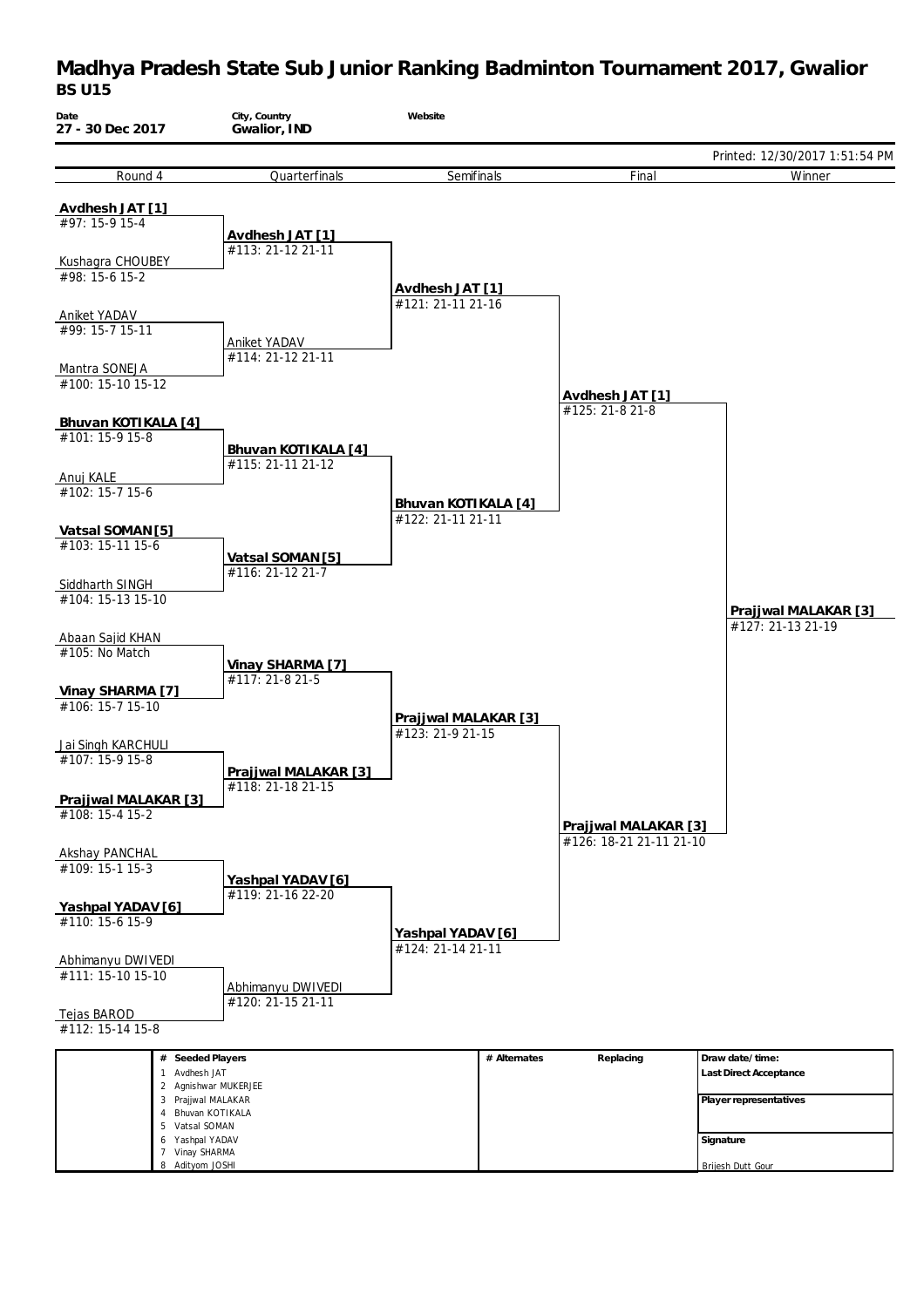# Madhya Pradesh State Sub Junior Ranking Badminton Tournament 2017, Gwalior

## BS U15

| Date | City, Country | Website |
|---|---|---|
| 27 - 30 Dec 2017 | Gwalior, IND | |

Printed: 12/30/2017 1:51:54 PM

| Round 4 | Quarterfinals | Semifinals | Final | Winner |
|---|---|---|---|---|
| **Avdhesh JAT [1]** #97: 15-9 15-4 | | | | |
| Kushagra CHOUBEY #98: 15-6 15-2 | **Avdhesh JAT [1]** #113: 21-12 21-11 | | | |
| Aniket YADAV #99: 15-7 15-11 | | **Avdhesh JAT [1]** #121: 21-11 21-16 | | |
| Mantra SONEJA #100: 15-10 15-12 | Aniket YADAV #114: 21-12 21-11 | | | |
| **Bhuvan KOTIKALA [4]** #101: 15-9 15-8 | | | **Avdhesh JAT [1]** #125: 21-8 21-8 | |
| Anuj KALE #102: 15-7 15-6 | **Bhuvan KOTIKALA [4]** #115: 21-11 21-12 | | | |
| **Vatsal SOMAN [5]** #103: 15-11 15-6 | | **Bhuvan KOTIKALA [4]** #122: 21-11 21-11 | | |
| Siddharth SINGH #104: 15-13 15-10 | **Vatsal SOMAN [5]** #116: 21-12 21-7 | | | |
| Abaan Sajid KHAN #105: No Match | | | | **Prajjwal MALAKAR [3]** #127: 21-13 21-19 |
| **Vinay SHARMA [7]** #106: 15-7 15-10 | **Vinay SHARMA [7]** #117: 21-8 21-5 | | | |
| Jai Singh KARCHULI #107: 15-9 15-8 | | **Prajjwal MALAKAR [3]** #123: 21-9 21-15 | | |
| **Prajjwal MALAKAR [3]** #108: 15-4 15-2 | **Prajjwal MALAKAR [3]** #118: 21-18 21-15 | | | |
| Akshay PANCHAL #109: 15-1 15-3 | | | **Prajjwal MALAKAR [3]** #126: 18-21 21-11 21-10 | |
| **Yashpal YADAV [6]** #110: 15-6 15-9 | **Yashpal YADAV [6]** #119: 21-16 22-20 | | | |
| Abhimanyu DWIVEDI #111: 15-10 15-10 | | **Yashpal YADAV [6]** #124: 21-14 21-11 | | |
| Tejas BAROD #112: 15-14 15-8 | Abhimanyu DWIVEDI #120: 21-15 21-11 | | | |

| # | Seeded Players | # Alternates | Replacing | Draw date/time: |
|---|---|---|---|---|
| 1 | Avdhesh JAT | | | Last Direct Acceptance |
| 2 | Agnishwar MUKERJEE | | | |
| 3 | Prajjwal MALAKAR | | | Player representatives |
| 4 | Bhuvan KOTIKALA | | | |
| 5 | Vatsal SOMAN | | | |
| 6 | Yashpal YADAV | | | Signature |
| 7 | Vinay SHARMA | | | |
| 8 | Adityom JOSHI | | | Brijesh Dutt Gour |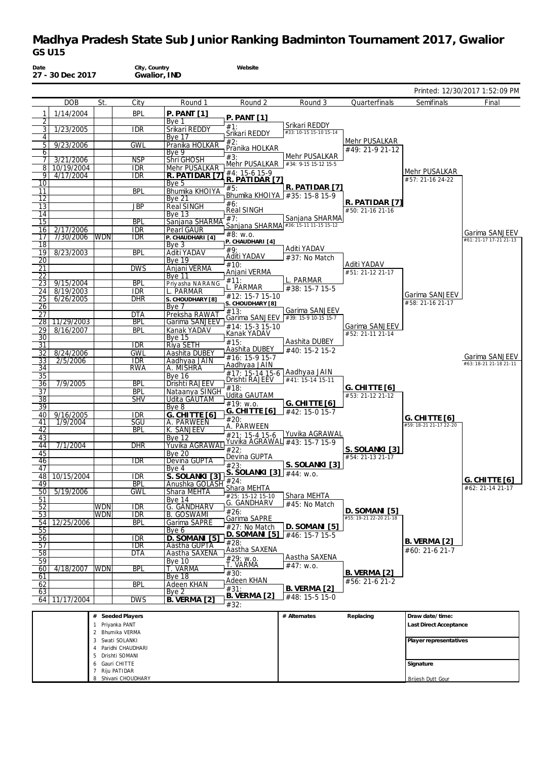# Madhya Pradesh State Sub Junior Ranking Badminton Tournament 2017, Gwalior

## GS U15

**Date** 27 - 30 Dec 2017 | **City, Country** Gwalior, IND | **Website**

Printed: 12/30/2017 1:52:09 PM

| | DOB | St. | City | Round 1 |
|---|---|---|---|---|
| 1 | 1/14/2004 | | BPL | **P. PANT [1]** |
| 2 | | | | Bye 1 |
| 3 | 1/23/2005 | | IDR | Srikari REDDY |
| 4 | | | | Bye 17 |
| 5 | 9/23/2006 | | GWL | Pranika HOLKAR |
| 6 | | | | Bye 9 |
| 7 | 3/21/2006 | | NSP | Shri GHOSH |
| 8 | 10/19/2004 | | IDR | Mehr PUSALKAR |
| 9 | 4/17/2004 | | IDR | **R. PATIDAR [7]** |
| 10 | | | | Bye 5 |
| 11 | | | BPL | Bhumika KHOIYA |
| 12 | | | | Bye 21 |
| 13 | | | JBP | Real SINGH |
| 14 | | | | Bye 13 |
| 15 | | | BPL | Sanjana SHARMA |
| 16 | 2/17/2006 | | IDR | Pearl GAUR |
| 17 | 7/30/2006 | WDN | IDR | **P. CHAUDHARI [4]** |
| 18 | | | | Bye 3 |
| 19 | 8/23/2003 | | BPL | Aditi YADAV |
| 20 | | | | Bye 19 |
| 21 | | | DWS | Anjani VERMA |
| 22 | | | | Bye 11 |
| 23 | 9/15/2004 | | BPL | Priyasha NARANG |
| 24 | 8/19/2003 | | IDR | L. PARMAR |
| 25 | 6/26/2005 | | DHR | **S. CHOUDHARY [8]** |
| 26 | | | | Bye 7 |
| 27 | | | DTA | Preksha RAWAT |
| 28 | 11/29/2003 | | BPL | Garima SANJEEV |
| 29 | 8/16/2007 | | BPL | Kanak YADAV |
| 30 | | | | Bye 15 |
| 31 | | | IDR | Riya SETH |
| 32 | 8/24/2006 | | GWL | Aashita DUBEY |
| 33 | 2/5/2006 | | IDR | Aadhyaa JAIN |
| 34 | | | RWA | A. MISHRA |
| 35 | | | | Bye 16 |
| 36 | 7/9/2005 | | BPL | Drishti RAJEEV |
| 37 | | | BPL | Nataanya SINGH |
| 38 | | | SHV | Udita GAUTAM |
| 39 | | | | Bye 8 |
| 40 | 9/16/2005 | | IDR | **G. CHITTE [6]** |
| 41 | 1/9/2004 | | SGU | A. PARWEEN |
| 42 | | | BPL | K. SANJEEV |
| 43 | | | | Bye 12 |
| 44 | 7/1/2004 | | DHR | Yuvika AGRAWAL |
| 45 | | | | Bye 20 |
| 46 | | | IDR | Devina GUPTA |
| 47 | | | | Bye 4 |
| 48 | 10/15/2004 | | IDR | **S. SOLANKI [3]** |
| 49 | | | BPL | Anushka GOLASH |
| 50 | 5/19/2006 | | GWL | Shara MEHTA |
| 51 | | | | Bye 14 |
| 52 | | WDN | IDR | G. GANDHARV |
| 53 | | WDN | IDR | B. GOSWAMI |
| 54 | 12/25/2006 | | BPL | Garima SAPRE |
| 55 | | | | Bye 6 |
| 56 | | | IDR | **D. SOMANI [5]** |
| 57 | | | IDR | Aastha GUPTA |
| 58 | | | DTA | Aastha SAXENA |
| 59 | | | | Bye 10 |
| 60 | 4/18/2007 | WDN | BPL | T. VARMA |
| 61 | | | | Bye 18 |
| 62 | | | BPL | Adeen KHAN |
| 63 | | | | Bye 2 |
| 64 | 11/17/2004 | | DWS | **B. VERMA [2]** |

### Round 2

- #1: **P. PANT [1]**
- #2: Srikari REDDY
- #3: Pranika HOLKAR
- #4: Mehr PUSALKAR 15-6 15-9
- #5: **R. PATIDAR [7]**
- #6: Bhumika KHOIYA
- #7: Real SINGH
- #8: Sanjana SHARMA w.o.
- #9: **P. CHAUDHARI [4]**
- #10: Aditi YADAV
- #11: Anjani VERMA
- #12: L. PARMAR 15-7 15-10
- #13: **S. CHOUDHARY [8]**
- #14: Garima SANJEEV 15-3 15-10
- #15: Kanak YADAV
- #16: Aashita DUBEY 15-9 15-7
- #17: Aadhyaa JAIN 15-14 15-6
- #18: Drishti RAJEEV
- #19: Udita GAUTAM w.o.
- #20: **G. CHITTE [6]**
- #21: A. PARWEEN 15-4 15-6
- #22: Yuvika AGRAWAL
- #23: Devina GUPTA
- #24: **S. SOLANKI [3]**
- #25: Shara MEHTA 15-12 15-10
- #26: G. GANDHARV
- #27: Garima SAPRE No Match
- #28: **D. SOMANI [5]**
- #29: Aastha SAXENA w.o.
- #30: T. VARMA
- #31: Adeen KHAN
- #32: **B. VERMA [2]**

### Round 3

- #33: Srikari REDDY 10-15 15-10 15-14
- #34: Mehr PUSALKAR 9-15 15-12 15-5
- #35: **R. PATIDAR [7]** 15-8 15-9
- #36: Sanjana SHARMA 15-11 11-15 15-12
- #37: Aditi YADAV No Match
- #38: L. PARMAR 15-7 15-5
- #39: Garima SANJEEV 15-9 10-15 15-7
- #40: Aashita DUBEY 15-2 15-2
- #41: Aadhyaa JAIN 15-14 15-11
- #42: **G. CHITTE [6]** 15-0 15-7
- #43: Yuvika AGRAWAL 15-7 15-9
- #44: **S. SOLANKI [3]** w.o.
- #45: Shara MEHTA No Match
- #46: **D. SOMANI [5]** 15-7 15-5
- #47: Aastha SAXENA w.o.
- #48: **B. VERMA [2]** 15-5 15-0

### Quarterfinals

- #49: Mehr PUSALKAR 21-9 21-12
- #50: **R. PATIDAR [7]** 21-16 21-16
- #51: Aditi YADAV 21-12 21-17
- #52: Garima SANJEEV 21-11 21-14
- #53: **G. CHITTE [6]** 21-12 21-12
- #54: **S. SOLANKI [3]** 21-13 21-17
- #55: **D. SOMANI [5]** 19-21 22-20 21-18
- #56: **B. VERMA [2]** 21-6 21-2

### Semifinals

- #57: Mehr PUSALKAR 21-16 24-22
- #58: Garima SANJEEV 21-16 21-17
- #59: **G. CHITTE [6]** 18-21 21-17 22-20
- #60: **B. VERMA [2]** 21-6 21-7

### Final

- #61: Garima SANJEEV 21-17 17-21 21-13
- #62: **G. CHITTE [6]** 21-14 21-17
- #63: Garima SANJEEV 18-21 21-18 21-11

| # | Seeded Players |
|---|---|
| 1 | Priyanka PANT |
| 2 | Bhumika VERMA |
| 3 | Swati SOLANKI |
| 4 | Paridhi CHAUDHARI |
| 5 | Drishti SOMANI |
| 6 | Gauri CHITTE |
| 7 | Riju PATIDAR |
| 8 | Shivani CHOUDHARY |

**# Alternates** | **Replacing**

**Draw date/time:**

**Last Direct Acceptance**

**Player representatives**

**Signature**

Brijesh Dutt Gour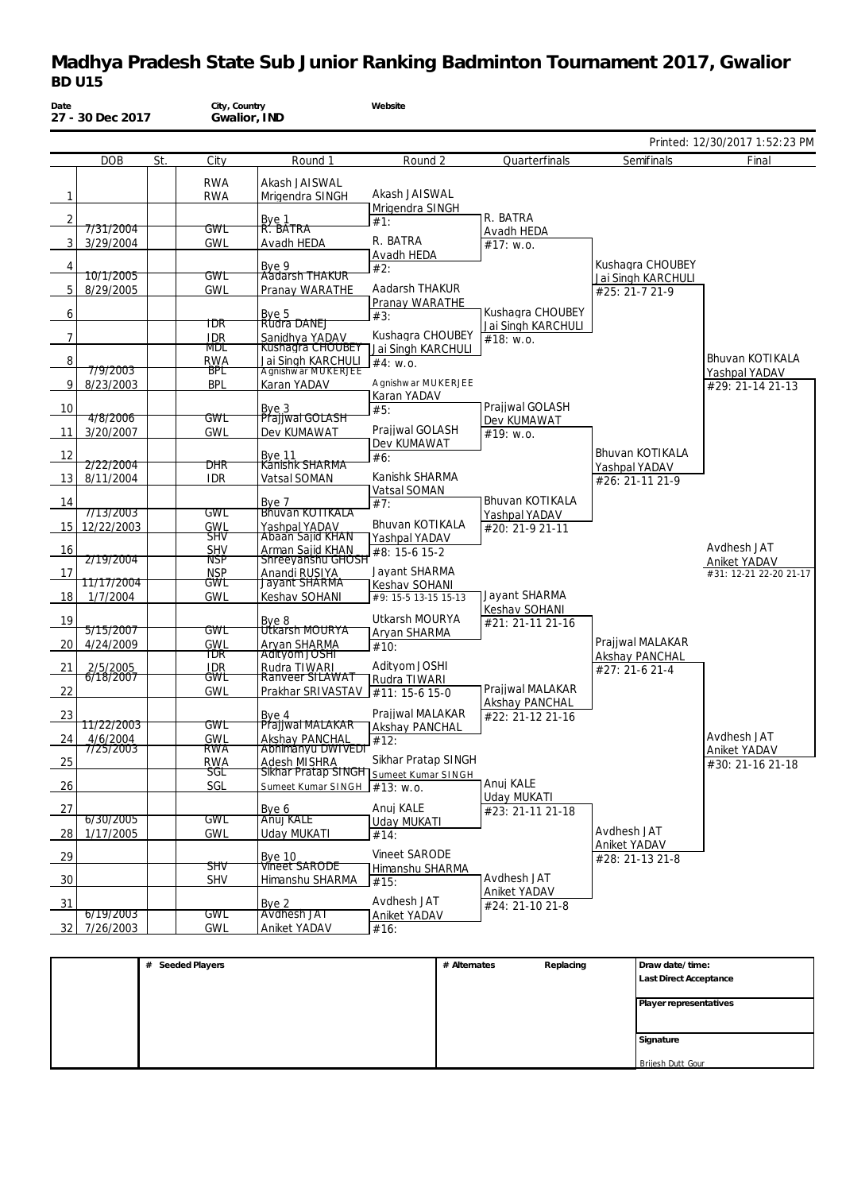# Madhya Pradesh State Sub Junior Ranking Badminton Tournament 2017, Gwalior

## BD U15

**Date** 27 - 30 Dec 2017 | **City, Country** Gwalior, IND | **Website**

Printed: 12/30/2017 1:52:23 PM

| | DOB | St. | City | Round 1 | Round 2 | Quarterfinals | Semifinals | Final |
|---|---|---|---|---|---|---|---|---|
| 1 | | | RWA<br>RWA | Akash JAISWAL<br>Mrigendra SINGH | Akash JAISWAL<br>Mrigendra SINGH | | | |
| 2 | | | | Bye 1 | #1: | R. BATRA<br>Avadh HEDA | | |
| 3 | 7/31/2004<br>3/29/2004 | | GWL<br>GWL | R. BATRA<br>Avadh HEDA | R. BATRA<br>Avadh HEDA | #17: w.o. | | |
| 4 | | | | Bye 9 | #2: | | Kushagra CHOUBEY<br>Jai Singh KARCHULI | |
| 5 | 10/1/2005<br>8/29/2005 | | GWL<br>GWL | Aadarsh THAKUR<br>Pranay WARATHE | Aadarsh THAKUR<br>Pranay WARATHE | | #25: 21-7 21-9 | |
| 6 | | | | Bye 5 | #3: | Kushagra CHOUBEY<br>Jai Singh KARCHULI | | |
| 7 | | | IDR<br>IDR | Rudra DANEJ<br>Sanidhya YADAV | Kushagra CHOUBEY<br>Jai Singh KARCHULI | #18: w.o. | | |
| 8 | | | MDL<br>RWA | Kushagra CHOUBEY<br>Jai Singh KARCHULI | #4: w.o. | | | Bhuvan KOTIKALA<br>Yashpal YADAV |
| 9 | 7/9/2003<br>8/23/2003 | | BPL<br>BPL | Agnishwar MUKERJEE<br>Karan YADAV | Agnishwar MUKERJEE<br>Karan YADAV | | | #29: 21-14 21-13 |
| 10 | | | | Bye 3 | #5: | Prajjwal GOLASH<br>Dev KUMAWAT | | |
| 11 | 4/8/2006<br>3/20/2007 | | GWL<br>GWL | Prajjwal GOLASH<br>Dev KUMAWAT | Prajjwal GOLASH<br>Dev KUMAWAT | #19: w.o. | | |
| 12 | | | | Bye 11 | #6: | | Bhuvan KOTIKALA<br>Yashpal YADAV | |
| 13 | 2/22/2004<br>8/11/2004 | | DHR<br>IDR | Kanishk SHARMA<br>Vatsal SOMAN | Kanishk SHARMA<br>Vatsal SOMAN | | #26: 21-11 21-9 | |
| 14 | | | | Bye 7 | #7: | Bhuvan KOTIKALA<br>Yashpal YADAV | | |
| 15 | 7/13/2003<br>12/22/2003 | | GWL<br>GWL | Bhuvan KOTIKALA<br>Yashpal YADAV | Bhuvan KOTIKALA<br>Yashpal YADAV | #20: 21-9 21-11 | | |
| 16 | | | SHV<br>SHV | Abaan Sajid KHAN<br>Arman Sajid KHAN | #8: 15-6 15-2 | | | Avdhesh JAT<br>Aniket YADAV |
| 17 | 2/19/2004 | | NSP<br>NSP | Shreeyanshu GHOSH<br>Anandi RUSIYA | Jayant SHARMA<br>Keshav SOHANI | | | #31: 12-21 22-20 21-17 |
| 18 | 11/17/2004<br>1/7/2004 | | GWL<br>GWL | Jayant SHARMA<br>Keshav SOHANI | #9: 15-5 13-15 15-13 | Jayant SHARMA<br>Keshav SOHANI | | |
| 19 | | | | Bye 8 | Utkarsh MOURYA<br>Aryan SHARMA | #21: 21-11 21-16 | | |
| 20 | 5/15/2007<br>4/24/2009 | | GWL<br>GWL | Utkarsh MOURYA<br>Aryan SHARMA | #10: | | Prajjwal MALAKAR<br>Akshay PANCHAL | |
| 21 | 2/5/2005 | | IDR<br>IDR | Adityom JOSHI<br>Rudra TIWARI | Adityom JOSHI<br>Rudra TIWARI | | #27: 21-6 21-4 | |
| 22 | 6/18/2007 | | GWL<br>GWL | Ranveer SILAWAT<br>Prakhar SRIVASTAV | #11: 15-6 15-0 | Prajjwal MALAKAR<br>Akshay PANCHAL | | |
| 23 | | | | Bye 4 | Prajjwal MALAKAR<br>Akshay PANCHAL | #22: 21-12 21-16 | | |
| 24 | 11/22/2003<br>4/6/2004 | | GWL<br>GWL | Prajjwal MALAKAR<br>Akshay PANCHAL | #12: | | | Avdhesh JAT<br>Aniket YADAV |
| 25 | 7/25/2003 | | RWA<br>RWA | Abhimanyu DWIVEDI<br>Adesh MISHRA | Sikhar Pratap SINGH<br>Sumeet Kumar SINGH | | | #30: 21-16 21-18 |
| 26 | | | SGL<br>SGL | Sikhar Pratap SINGH<br>Sumeet Kumar SINGH | #13: w.o. | Anuj KALE<br>Uday MUKATI | | |
| 27 | | | | Bye 6 | Anuj KALE<br>Uday MUKATI | #23: 21-11 21-18 | | |
| 28 | 6/30/2005<br>1/17/2005 | | GWL<br>GWL | Anuj KALE<br>Uday MUKATI | #14: | | Avdhesh JAT<br>Aniket YADAV | |
| 29 | | | | Bye 10 | Vineet SARODE<br>Himanshu SHARMA | | #28: 21-13 21-8 | |
| 30 | | | SHV<br>SHV | Vineet SARODE<br>Himanshu SHARMA | #15: | Avdhesh JAT<br>Aniket YADAV | | |
| 31 | | | | Bye 2 | Avdhesh JAT<br>Aniket YADAV | #24: 21-10 21-8 | | |
| 32 | 6/19/2003<br>7/26/2003 | | GWL<br>GWL | Avdhesh JAT<br>Aniket YADAV | #16: | | | |

| # Seeded Players | # Alternates | Replacing | Draw date/time: |
|---|---|---|---|
| | | | Last Direct Acceptance |
| | | | Player representatives |
| | | | Signature |
| | | | Brijesh Dutt Gour |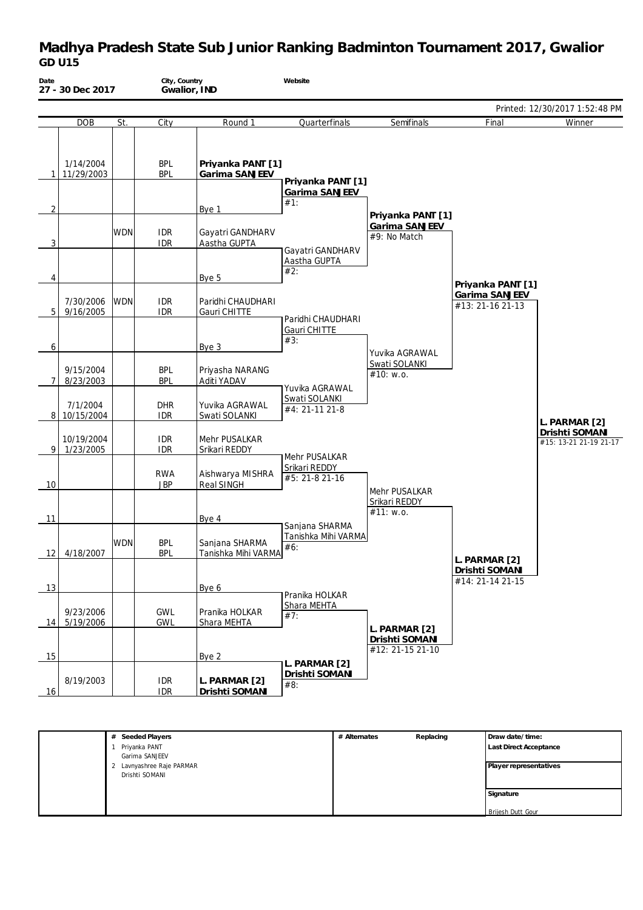# Madhya Pradesh State Sub Junior Ranking Badminton Tournament 2017, Gwalior

## GD U15

| Date | City, Country | Website |
|---|---|---|
| 27 - 30 Dec 2017 | Gwalior, IND | |

Printed: 12/30/2017 1:52:48 PM

| | DOB | St. | City | Round 1 | Quarterfinals | Semifinals | Final | Winner |
|---|---|---|---|---|---|---|---|---|
| 1 | 1/14/2004<br>11/29/2003 | | BPL<br>BPL | **Priyanka PANT [1]**<br>**Garima SANJEEV** | | | | |
| | | | | | **Priyanka PANT [1]**<br>**Garima SANJEEV**<br>#1: | | | |
| 2 | | | | Bye 1 | | | | |
| | | | | | | **Priyanka PANT [1]**<br>**Garima SANJEEV**<br>#9: No Match | | |
| 3 | | WDN | IDR<br>IDR | Gayatri GANDHARV<br>Aastha GUPTA | | | | |
| | | | | | Gayatri GANDHARV<br>Aastha GUPTA<br>#2: | | | |
| 4 | | | | Bye 5 | | | | |
| | | | | | | | **Priyanka PANT [1]**<br>**Garima SANJEEV**<br>#13: 21-16 21-13 | |
| 5 | 7/30/2006<br>9/16/2005 | WDN | IDR<br>IDR | Paridhi CHAUDHARI<br>Gauri CHITTE | | | | |
| | | | | | Paridhi CHAUDHARI<br>Gauri CHITTE<br>#3: | | | |
| 6 | | | | Bye 3 | | | | |
| | | | | | | Yuvika AGRAWAL<br>Swati SOLANKI<br>#10: w.o. | | |
| 7 | 9/15/2004<br>8/23/2003 | | BPL<br>BPL | Priyasha NARANG<br>Aditi YADAV | | | | |
| | | | | | Yuvika AGRAWAL<br>Swati SOLANKI<br>#4: 21-11 21-8 | | | |
| 8 | 7/1/2004<br>10/15/2004 | | DHR<br>IDR | Yuvika AGRAWAL<br>Swati SOLANKI | | | | |
| | | | | | | | | **L. PARMAR [2]**<br>**Drishti SOMANI**<br>#15: 13-21 21-19 21-17 |
| 9 | 10/19/2004<br>1/23/2005 | | IDR<br>IDR | Mehr PUSALKAR<br>Srikari REDDY | | | | |
| | | | | | Mehr PUSALKAR<br>Srikari REDDY<br>#5: 21-8 21-16 | | | |
| 10 | | | RWA<br>JBP | Aishwarya MISHRA<br>Real SINGH | | | | |
| | | | | | | Mehr PUSALKAR<br>Srikari REDDY<br>#11: w.o. | | |
| 11 | | | | Bye 4 | | | | |
| | | | | | Sanjana SHARMA<br>Tanishka Mihi VARMA<br>#6: | | | |
| 12 | 4/18/2007 | WDN | BPL<br>BPL | Sanjana SHARMA<br>Tanishka Mihi VARMA | | | | |
| | | | | | | | **L. PARMAR [2]**<br>**Drishti SOMANI**<br>#14: 21-14 21-15 | |
| 13 | | | | Bye 6 | | | | |
| | | | | | Pranika HOLKAR<br>Shara MEHTA<br>#7: | | | |
| 14 | 9/23/2006<br>5/19/2006 | | GWL<br>GWL | Pranika HOLKAR<br>Shara MEHTA | | | | |
| | | | | | | **L. PARMAR [2]**<br>**Drishti SOMANI**<br>#12: 21-15 21-10 | | |
| 15 | | | | Bye 2 | | | | |
| | | | | | **L. PARMAR [2]**<br>**Drishti SOMANI**<br>#8: | | | |
| 16 | 8/19/2003 | | IDR<br>IDR | **L. PARMAR [2]**<br>**Drishti SOMANI** | | | | |

| # Seeded Players | # Alternates | Replacing | |
|---|---|---|---|
| 1 Priyanka PANT<br>Garima SANJEEV | | | Draw date/time:<br>Last Direct Acceptance |
| 2 Lavnyashree Raje PARMAR<br>Drishti SOMANI | | | Player representatives |
| | | | Signature<br>Brijesh Dutt Gour |